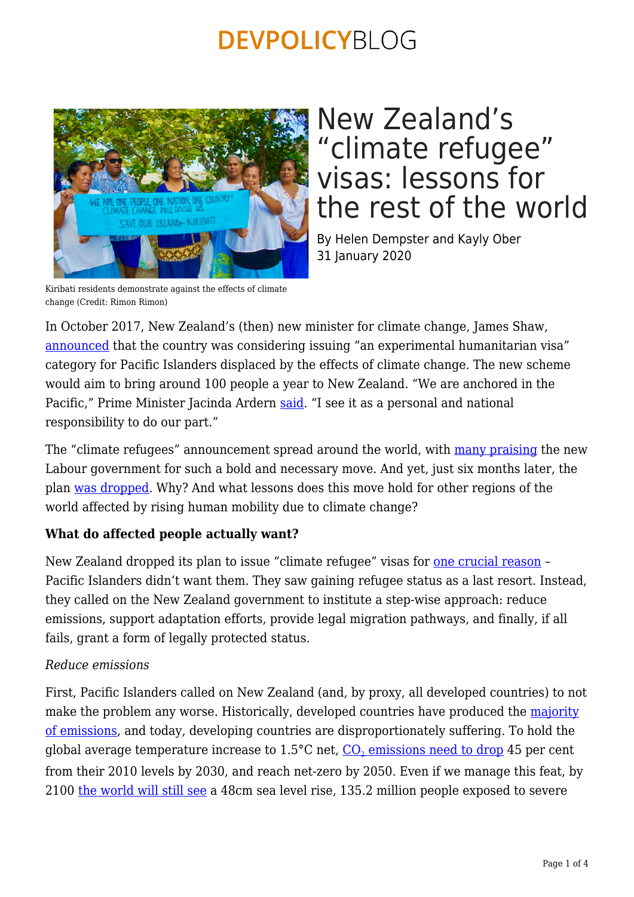# New Zealand's "climate refugee" visas: lessons for the rest of the world

By Helen Dempster and Kayly Ober
31 January 2020

Kiribati residents demonstrate against the effects of climate change (Credit: Rimon Rimon)

In October 2017, New Zealand's (then) new minister for climate change, James Shaw, announced that the country was considering issuing "an experimental humanitarian visa" category for Pacific Islanders displaced by the effects of climate change. The new scheme would aim to bring around 100 people a year to New Zealand. "We are anchored in the Pacific," Prime Minister Jacinda Ardern said. "I see it as a personal and national responsibility to do our part."

The "climate refugees" announcement spread around the world, with many praising the new Labour government for such a bold and necessary move. And yet, just six months later, the plan was dropped. Why? And what lessons does this move hold for other regions of the world affected by rising human mobility due to climate change?

**What do affected people actually want?**

New Zealand dropped its plan to issue "climate refugee" visas for one crucial reason – Pacific Islanders didn't want them. They saw gaining refugee status as a last resort. Instead, they called on the New Zealand government to institute a step-wise approach: reduce emissions, support adaptation efforts, provide legal migration pathways, and finally, if all fails, grant a form of legally protected status.

*Reduce emissions*

First, Pacific Islanders called on New Zealand (and, by proxy, all developed countries) to not make the problem any worse. Historically, developed countries have produced the majority of emissions, and today, developing countries are disproportionately suffering. To hold the global average temperature increase to 1.5°C net, $CO_2$ emissions need to drop 45 per cent from their 2010 levels by 2030, and reach net-zero by 2050. Even if we manage this feat, by 2100 the world will still see a 48cm sea level rise, 135.2 million people exposed to severe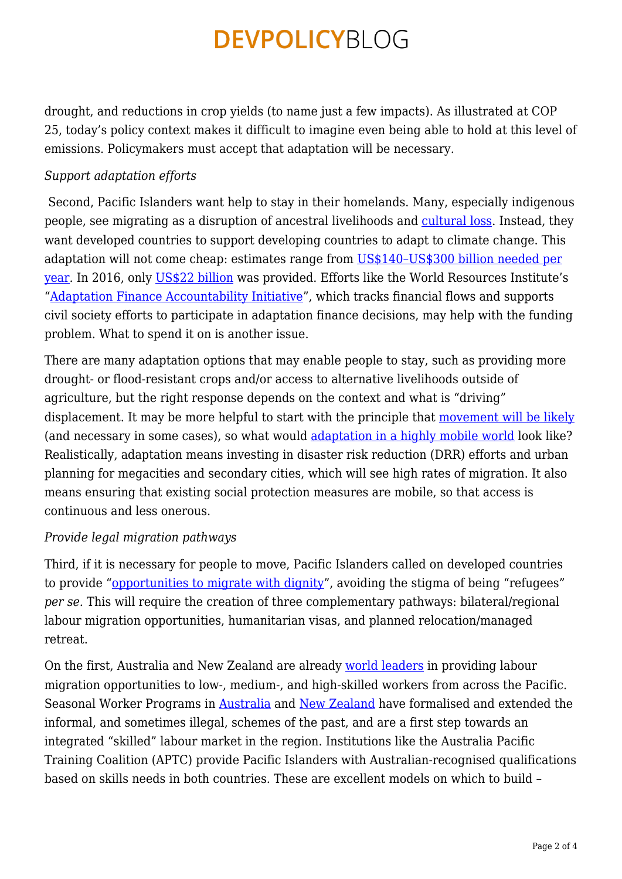drought, and reductions in crop yields (to name just a few impacts). As illustrated at COP 25, today's policy context makes it difficult to imagine even being able to hold at this level of emissions. Policymakers must accept that adaptation will be necessary.

*Support adaptation efforts*

Second, Pacific Islanders want help to stay in their homelands. Many, especially indigenous people, see migrating as a disruption of ancestral livelihoods and cultural loss. Instead, they want developed countries to support developing countries to adapt to climate change. This adaptation will not come cheap: estimates range from US$140–US$300 billion needed per year. In 2016, only US$22 billion was provided. Efforts like the World Resources Institute's "Adaptation Finance Accountability Initiative", which tracks financial flows and supports civil society efforts to participate in adaptation finance decisions, may help with the funding problem. What to spend it on is another issue.

There are many adaptation options that may enable people to stay, such as providing more drought- or flood-resistant crops and/or access to alternative livelihoods outside of agriculture, but the right response depends on the context and what is "driving" displacement. It may be more helpful to start with the principle that movement will be likely (and necessary in some cases), so what would adaptation in a highly mobile world look like? Realistically, adaptation means investing in disaster risk reduction (DRR) efforts and urban planning for megacities and secondary cities, which will see high rates of migration. It also means ensuring that existing social protection measures are mobile, so that access is continuous and less onerous.

*Provide legal migration pathways*

Third, if it is necessary for people to move, Pacific Islanders called on developed countries to provide "opportunities to migrate with dignity", avoiding the stigma of being "refugees" *per se*. This will require the creation of three complementary pathways: bilateral/regional labour migration opportunities, humanitarian visas, and planned relocation/managed retreat.

On the first, Australia and New Zealand are already world leaders in providing labour migration opportunities to low-, medium-, and high-skilled workers from across the Pacific. Seasonal Worker Programs in Australia and New Zealand have formalised and extended the informal, and sometimes illegal, schemes of the past, and are a first step towards an integrated "skilled" labour market in the region. Institutions like the Australia Pacific Training Coalition (APTC) provide Pacific Islanders with Australian-recognised qualifications based on skills needs in both countries. These are excellent models on which to build –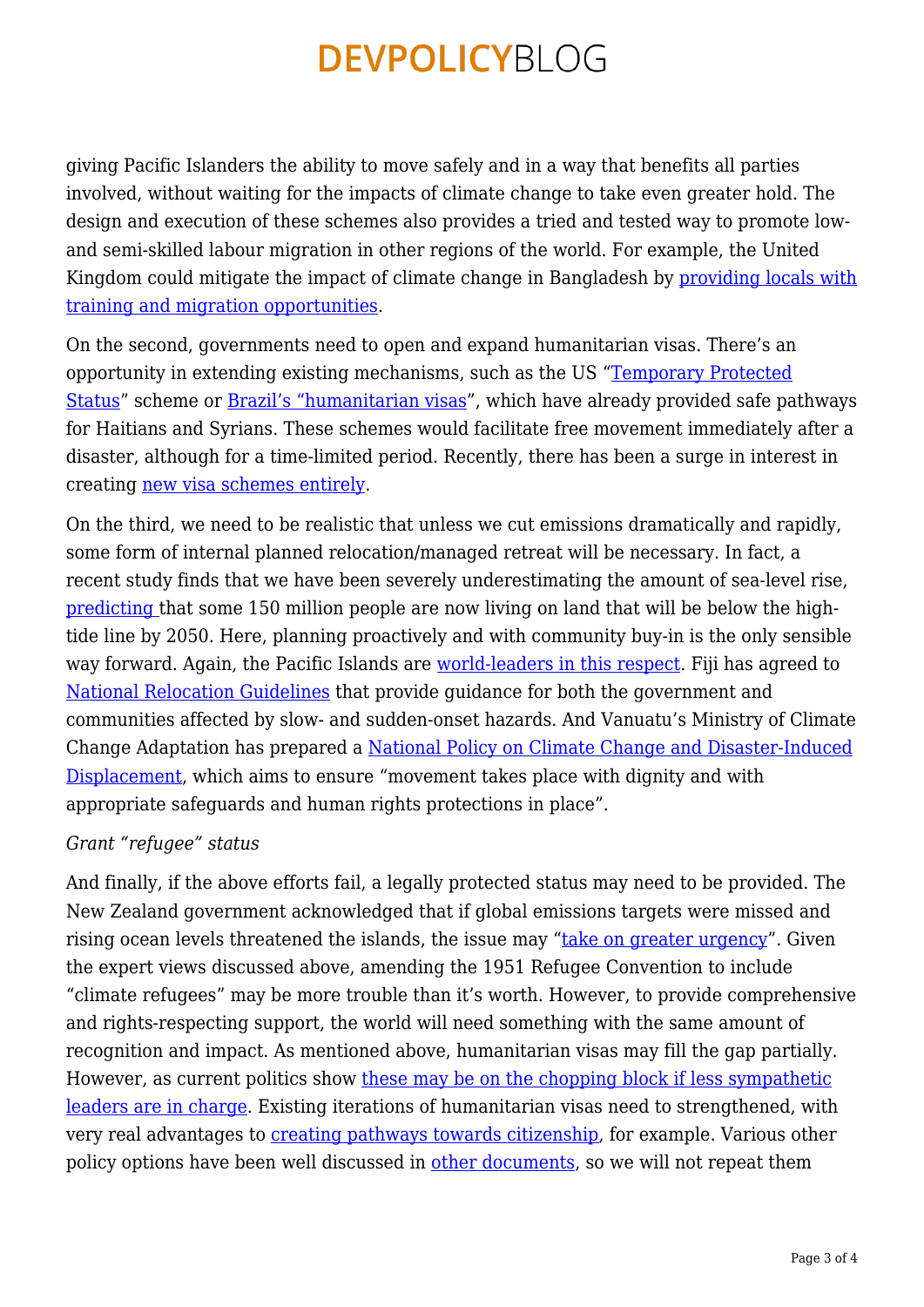giving Pacific Islanders the ability to move safely and in a way that benefits all parties involved, without waiting for the impacts of climate change to take even greater hold. The design and execution of these schemes also provides a tried and tested way to promote low- and semi-skilled labour migration in other regions of the world. For example, the United Kingdom could mitigate the impact of climate change in Bangladesh by providing locals with training and migration opportunities.

On the second, governments need to open and expand humanitarian visas. There's an opportunity in extending existing mechanisms, such as the US "Temporary Protected Status" scheme or Brazil's "humanitarian visas", which have already provided safe pathways for Haitians and Syrians. These schemes would facilitate free movement immediately after a disaster, although for a time-limited period. Recently, there has been a surge in interest in creating new visa schemes entirely.

On the third, we need to be realistic that unless we cut emissions dramatically and rapidly, some form of internal planned relocation/managed retreat will be necessary. In fact, a recent study finds that we have been severely underestimating the amount of sea-level rise, predicting that some 150 million people are now living on land that will be below the high-tide line by 2050. Here, planning proactively and with community buy-in is the only sensible way forward. Again, the Pacific Islands are world-leaders in this respect. Fiji has agreed to National Relocation Guidelines that provide guidance for both the government and communities affected by slow- and sudden-onset hazards. And Vanuatu's Ministry of Climate Change Adaptation has prepared a National Policy on Climate Change and Disaster-Induced Displacement, which aims to ensure "movement takes place with dignity and with appropriate safeguards and human rights protections in place".

*Grant "refugee" status*

And finally, if the above efforts fail, a legally protected status may need to be provided. The New Zealand government acknowledged that if global emissions targets were missed and rising ocean levels threatened the islands, the issue may "take on greater urgency". Given the expert views discussed above, amending the 1951 Refugee Convention to include "climate refugees" may be more trouble than it's worth. However, to provide comprehensive and rights-respecting support, the world will need something with the same amount of recognition and impact. As mentioned above, humanitarian visas may fill the gap partially. However, as current politics show these may be on the chopping block if less sympathetic leaders are in charge. Existing iterations of humanitarian visas need to strengthened, with very real advantages to creating pathways towards citizenship, for example. Various other policy options have been well discussed in other documents, so we will not repeat them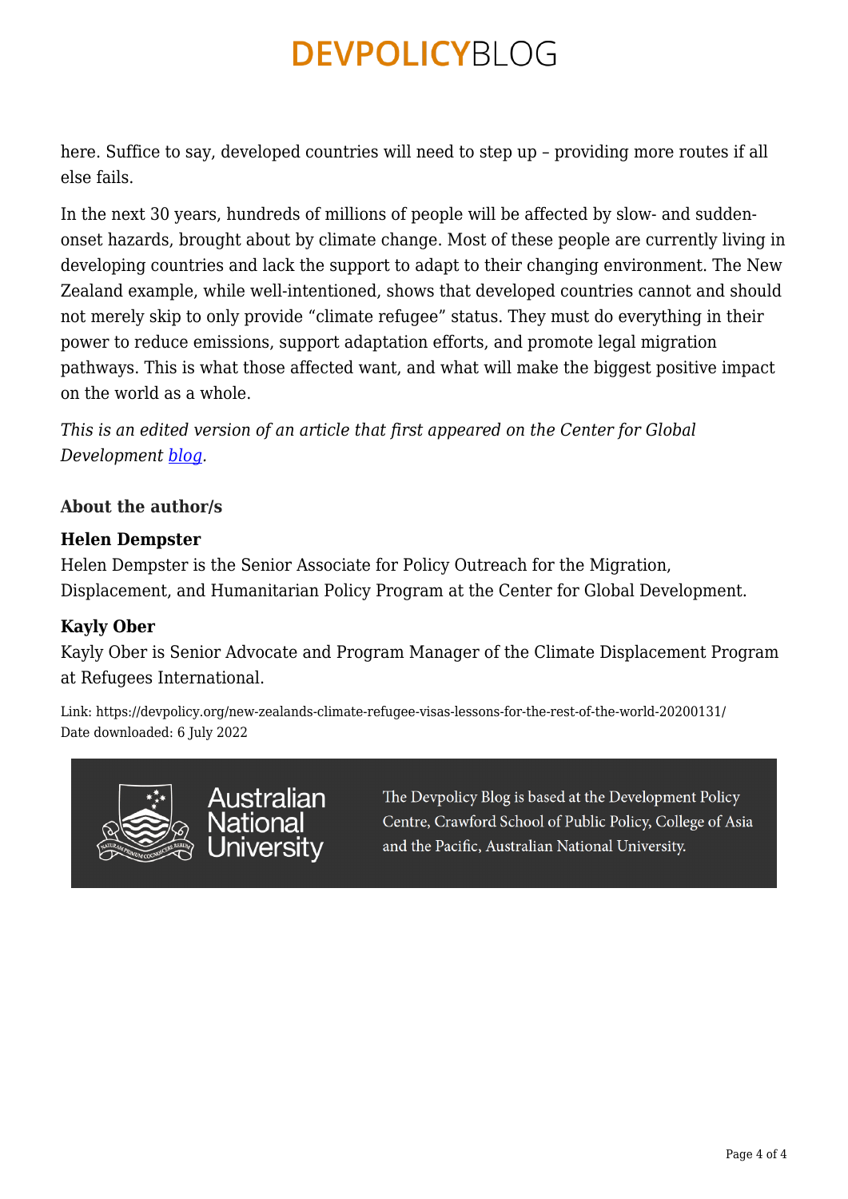here. Suffice to say, developed countries will need to step up – providing more routes if all else fails.

In the next 30 years, hundreds of millions of people will be affected by slow- and sudden-onset hazards, brought about by climate change. Most of these people are currently living in developing countries and lack the support to adapt to their changing environment. The New Zealand example, while well-intentioned, shows that developed countries cannot and should not merely skip to only provide "climate refugee" status. They must do everything in their power to reduce emissions, support adaptation efforts, and promote legal migration pathways. This is what those affected want, and what will make the biggest positive impact on the world as a whole.

*This is an edited version of an article that first appeared on the Center for Global Development [blog](#).*

### About the author/s

**Helen Dempster**
Helen Dempster is the Senior Associate for Policy Outreach for the Migration, Displacement, and Humanitarian Policy Program at the Center for Global Development.

**Kayly Ober**
Kayly Ober is Senior Advocate and Program Manager of the Climate Displacement Program at Refugees International.

Link: https://devpolicy.org/new-zealands-climate-refugee-visas-lessons-for-the-rest-of-the-world-20200131/
Date downloaded: 6 July 2022

Australian National University

The Devpolicy Blog is based at the Development Policy Centre, Crawford School of Public Policy, College of Asia and the Pacific, Australian National University.